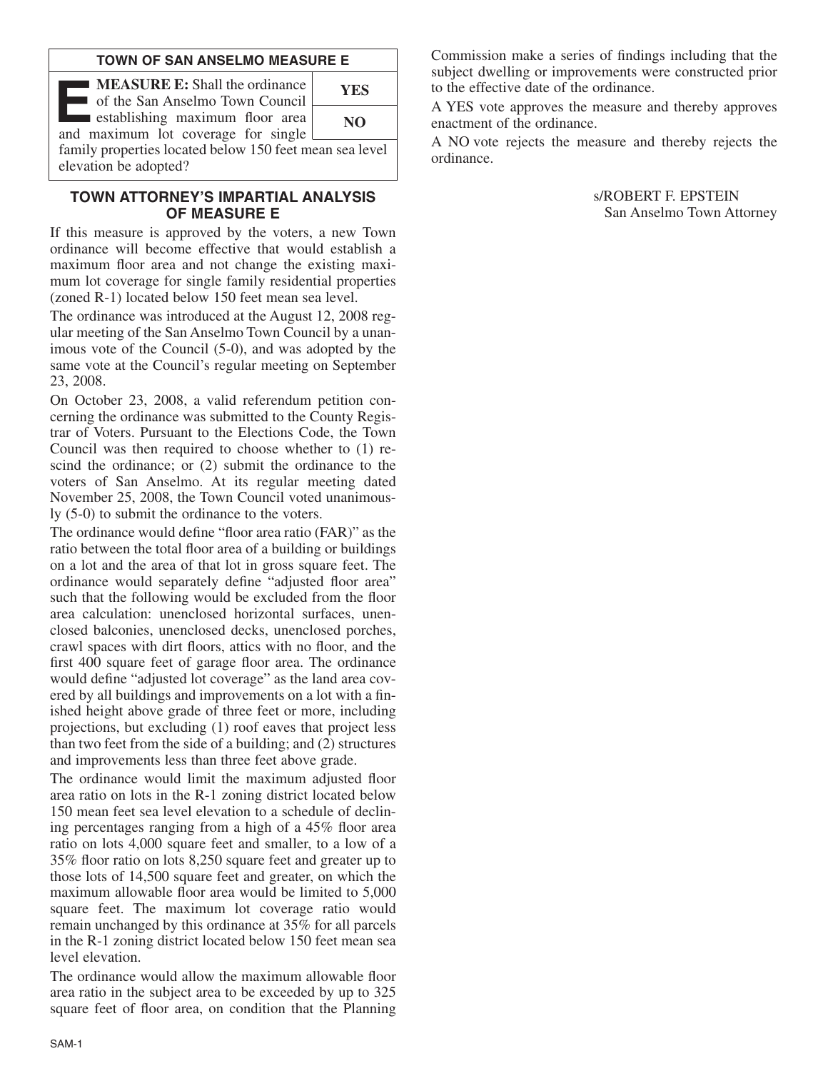## TOWN OF SAN ANSELMO MEASURE E

**MEASURE E:** Shall the ordinance of the San Anselmo Town Council establishing maximum floor area and maximum lot coverage for single family properties located below 150 feet mean sea level elevation be adopted?

| |
|---|
| **YES** |
| **NO** |

## TOWN ATTORNEY'S IMPARTIAL ANALYSIS OF MEASURE E

If this measure is approved by the voters, a new Town ordinance will become effective that would establish a maximum floor area and not change the existing maximum lot coverage for single family residential properties (zoned R-1) located below 150 feet mean sea level.

The ordinance was introduced at the August 12, 2008 regular meeting of the San Anselmo Town Council by a unanimous vote of the Council (5-0), and was adopted by the same vote at the Council's regular meeting on September 23, 2008.

On October 23, 2008, a valid referendum petition concerning the ordinance was submitted to the County Registrar of Voters. Pursuant to the Elections Code, the Town Council was then required to choose whether to (1) rescind the ordinance; or (2) submit the ordinance to the voters of San Anselmo. At its regular meeting dated November 25, 2008, the Town Council voted unanimously (5-0) to submit the ordinance to the voters.

The ordinance would define "floor area ratio (FAR)" as the ratio between the total floor area of a building or buildings on a lot and the area of that lot in gross square feet. The ordinance would separately define "adjusted floor area" such that the following would be excluded from the floor area calculation: unenclosed horizontal surfaces, unenclosed balconies, unenclosed decks, unenclosed porches, crawl spaces with dirt floors, attics with no floor, and the first 400 square feet of garage floor area. The ordinance would define "adjusted lot coverage" as the land area covered by all buildings and improvements on a lot with a finished height above grade of three feet or more, including projections, but excluding (1) roof eaves that project less than two feet from the side of a building; and (2) structures and improvements less than three feet above grade.

The ordinance would limit the maximum adjusted floor area ratio on lots in the R-1 zoning district located below 150 mean feet sea level elevation to a schedule of declining percentages ranging from a high of a 45% floor area ratio on lots 4,000 square feet and smaller, to a low of a 35% floor ratio on lots 8,250 square feet and greater up to those lots of 14,500 square feet and greater, on which the maximum allowable floor area would be limited to 5,000 square feet. The maximum lot coverage ratio would remain unchanged by this ordinance at 35% for all parcels in the R-1 zoning district located below 150 feet mean sea level elevation.

The ordinance would allow the maximum allowable floor area ratio in the subject area to be exceeded by up to 325 square feet of floor area, on condition that the Planning Commission make a series of findings including that the subject dwelling or improvements were constructed prior to the effective date of the ordinance.

A YES vote approves the measure and thereby approves enactment of the ordinance.

A NO vote rejects the measure and thereby rejects the ordinance.

s/ROBERT F. EPSTEIN
San Anselmo Town Attorney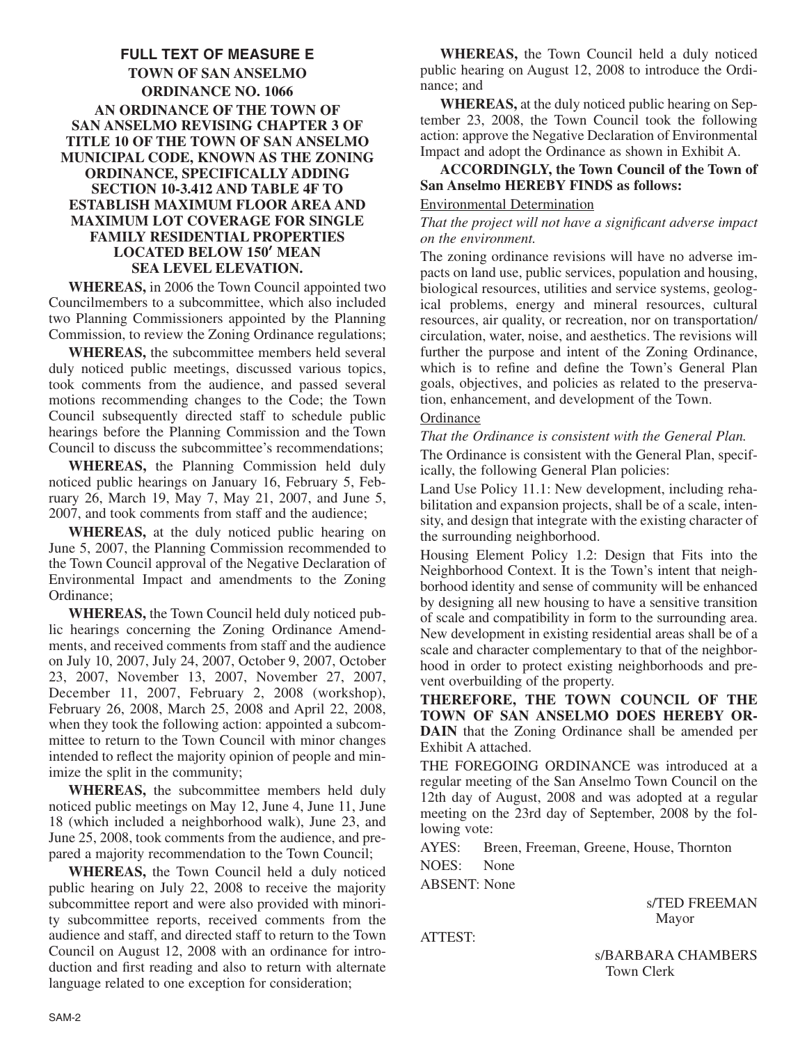## FULL TEXT OF MEASURE E

### TOWN OF SAN ANSELMO
### ORDINANCE NO. 1066

### AN ORDINANCE OF THE TOWN OF SAN ANSELMO REVISING CHAPTER 3 OF TITLE 10 OF THE TOWN OF SAN ANSELMO MUNICIPAL CODE, KNOWN AS THE ZONING ORDINANCE, SPECIFICALLY ADDING SECTION 10-3.412 AND TABLE 4F TO ESTABLISH MAXIMUM FLOOR AREA AND MAXIMUM LOT COVERAGE FOR SINGLE FAMILY RESIDENTIAL PROPERTIES LOCATED BELOW 150′ MEAN SEA LEVEL ELEVATION.

**WHEREAS,** in 2006 the Town Council appointed two Councilmembers to a subcommittee, which also included two Planning Commissioners appointed by the Planning Commission, to review the Zoning Ordinance regulations;

**WHEREAS,** the subcommittee members held several duly noticed public meetings, discussed various topics, took comments from the audience, and passed several motions recommending changes to the Code; the Town Council subsequently directed staff to schedule public hearings before the Planning Commission and the Town Council to discuss the subcommittee's recommendations;

**WHEREAS,** the Planning Commission held duly noticed public hearings on January 16, February 5, February 26, March 19, May 7, May 21, 2007, and June 5, 2007, and took comments from staff and the audience;

**WHEREAS,** at the duly noticed public hearing on June 5, 2007, the Planning Commission recommended to the Town Council approval of the Negative Declaration of Environmental Impact and amendments to the Zoning Ordinance;

**WHEREAS,** the Town Council held duly noticed public hearings concerning the Zoning Ordinance Amendments, and received comments from staff and the audience on July 10, 2007, July 24, 2007, October 9, 2007, October 23, 2007, November 13, 2007, November 27, 2007, December 11, 2007, February 2, 2008 (workshop), February 26, 2008, March 25, 2008 and April 22, 2008, when they took the following action: appointed a subcommittee to return to the Town Council with minor changes intended to reflect the majority opinion of people and minimize the split in the community;

**WHEREAS,** the subcommittee members held duly noticed public meetings on May 12, June 4, June 11, June 18 (which included a neighborhood walk), June 23, and June 25, 2008, took comments from the audience, and prepared a majority recommendation to the Town Council;

**WHEREAS,** the Town Council held a duly noticed public hearing on July 22, 2008 to receive the majority subcommittee report and were also provided with minority subcommittee reports, received comments from the audience and staff, and directed staff to return to the Town Council on August 12, 2008 with an ordinance for introduction and first reading and also to return with alternate language related to one exception for consideration;

**WHEREAS,** the Town Council held a duly noticed public hearing on August 12, 2008 to introduce the Ordinance; and

**WHEREAS,** at the duly noticed public hearing on September 23, 2008, the Town Council took the following action: approve the Negative Declaration of Environmental Impact and adopt the Ordinance as shown in Exhibit A.

**ACCORDINGLY, the Town Council of the Town of San Anselmo HEREBY FINDS as follows:**

Environmental Determination

*That the project will not have a significant adverse impact on the environment.*

The zoning ordinance revisions will have no adverse impacts on land use, public services, population and housing, biological resources, utilities and service systems, geological problems, energy and mineral resources, cultural resources, air quality, or recreation, nor on transportation/circulation, water, noise, and aesthetics. The revisions will further the purpose and intent of the Zoning Ordinance, which is to refine and define the Town's General Plan goals, objectives, and policies as related to the preservation, enhancement, and development of the Town.

Ordinance

*That the Ordinance is consistent with the General Plan.*

The Ordinance is consistent with the General Plan, specifically, the following General Plan policies:

Land Use Policy 11.1: New development, including rehabilitation and expansion projects, shall be of a scale, intensity, and design that integrate with the existing character of the surrounding neighborhood.

Housing Element Policy 1.2: Design that Fits into the Neighborhood Context. It is the Town's intent that neighborhood identity and sense of community will be enhanced by designing all new housing to have a sensitive transition of scale and compatibility in form to the surrounding area. New development in existing residential areas shall be of a scale and character complementary to that of the neighborhood in order to protect existing neighborhoods and prevent overbuilding of the property.

**THEREFORE, THE TOWN COUNCIL OF THE TOWN OF SAN ANSELMO DOES HEREBY ORDAIN** that the Zoning Ordinance shall be amended per Exhibit A attached.

THE FOREGOING ORDINANCE was introduced at a regular meeting of the San Anselmo Town Council on the 12th day of August, 2008 and was adopted at a regular meeting on the 23rd day of September, 2008 by the following vote:

AYES: Breen, Freeman, Greene, House, Thornton

NOES: None

ABSENT: None

s/TED FREEMAN
Mayor

ATTEST:

s/BARBARA CHAMBERS
Town Clerk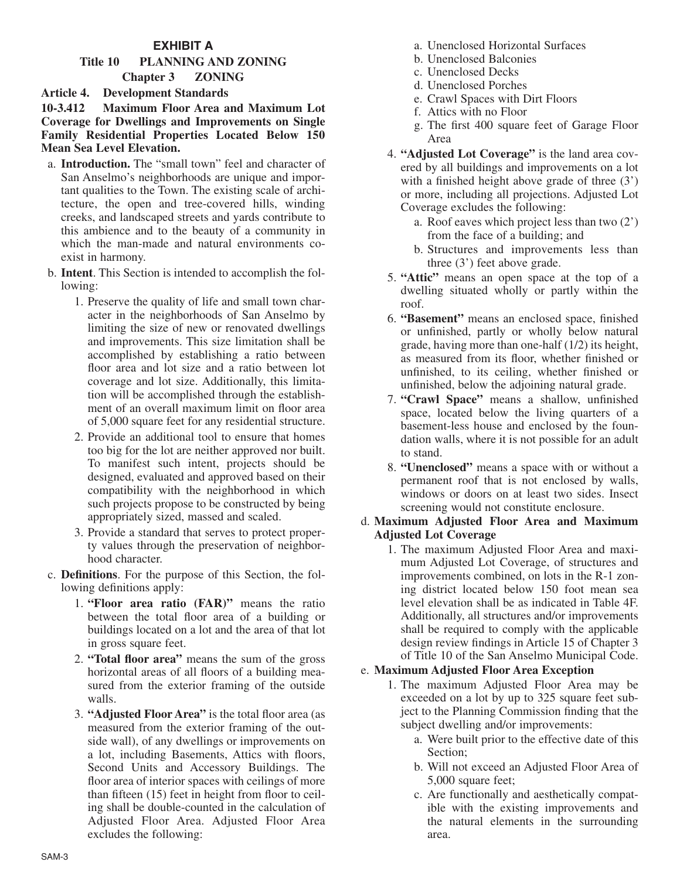## EXHIBIT A

### Title 10 PLANNING AND ZONING

### Chapter 3 ZONING

**Article 4. Development Standards**

**10-3.412 Maximum Floor Area and Maximum Lot Coverage for Dwellings and Improvements on Single Family Residential Properties Located Below 150 Mean Sea Level Elevation.**

a. **Introduction.** The "small town" feel and character of San Anselmo's neighborhoods are unique and important qualities to the Town. The existing scale of architecture, the open and tree-covered hills, winding creeks, and landscaped streets and yards contribute to this ambience and to the beauty of a community in which the man-made and natural environments coexist in harmony.

b. **Intent**. This Section is intended to accomplish the following:

1. Preserve the quality of life and small town character in the neighborhoods of San Anselmo by limiting the size of new or renovated dwellings and improvements. This size limitation shall be accomplished by establishing a ratio between floor area and lot size and a ratio between lot coverage and lot size. Additionally, this limitation will be accomplished through the establishment of an overall maximum limit on floor area of 5,000 square feet for any residential structure.
2. Provide an additional tool to ensure that homes too big for the lot are neither approved nor built. To manifest such intent, projects should be designed, evaluated and approved based on their compatibility with the neighborhood in which such projects propose to be constructed by being appropriately sized, massed and scaled.
3. Provide a standard that serves to protect property values through the preservation of neighborhood character.

c. **Definitions**. For the purpose of this Section, the following definitions apply:

1. **"Floor area ratio (FAR)"** means the ratio between the total floor area of a building or buildings located on a lot and the area of that lot in gross square feet.
2. **"Total floor area"** means the sum of the gross horizontal areas of all floors of a building measured from the exterior framing of the outside walls.
3. **"Adjusted Floor Area"** is the total floor area (as measured from the exterior framing of the outside wall), of any dwellings or improvements on a lot, including Basements, Attics with floors, Second Units and Accessory Buildings. The floor area of interior spaces with ceilings of more than fifteen (15) feet in height from floor to ceiling shall be double-counted in the calculation of Adjusted Floor Area. Adjusted Floor Area excludes the following:
   a. Unenclosed Horizontal Surfaces
   b. Unenclosed Balconies
   c. Unenclosed Decks
   d. Unenclosed Porches
   e. Crawl Spaces with Dirt Floors
   f. Attics with no Floor
   g. The first 400 square feet of Garage Floor Area
4. **"Adjusted Lot Coverage"** is the land area covered by all buildings and improvements on a lot with a finished height above grade of three (3') or more, including all projections. Adjusted Lot Coverage excludes the following:
   a. Roof eaves which project less than two (2') from the face of a building; and
   b. Structures and improvements less than three (3') feet above grade.
5. **"Attic"** means an open space at the top of a dwelling situated wholly or partly within the roof.
6. **"Basement"** means an enclosed space, finished or unfinished, partly or wholly below natural grade, having more than one-half (1/2) its height, as measured from its floor, whether finished or unfinished, to its ceiling, whether finished or unfinished, below the adjoining natural grade.
7. **"Crawl Space"** means a shallow, unfinished space, located below the living quarters of a basement-less house and enclosed by the foundation walls, where it is not possible for an adult to stand.
8. **"Unenclosed"** means a space with or without a permanent roof that is not enclosed by walls, windows or doors on at least two sides. Insect screening would not constitute enclosure.

d. **Maximum Adjusted Floor Area and Maximum Adjusted Lot Coverage**

1. The maximum Adjusted Floor Area and maximum Adjusted Lot Coverage, of structures and improvements combined, on lots in the R-1 zoning district located below 150 foot mean sea level elevation shall be as indicated in Table 4F. Additionally, all structures and/or improvements shall be required to comply with the applicable design review findings in Article 15 of Chapter 3 of Title 10 of the San Anselmo Municipal Code.

e. **Maximum Adjusted Floor Area Exception**

1. The maximum Adjusted Floor Area may be exceeded on a lot by up to 325 square feet subject to the Planning Commission finding that the subject dwelling and/or improvements:
   a. Were built prior to the effective date of this Section;
   b. Will not exceed an Adjusted Floor Area of 5,000 square feet;
   c. Are functionally and aesthetically compatible with the existing improvements and the natural elements in the surrounding area.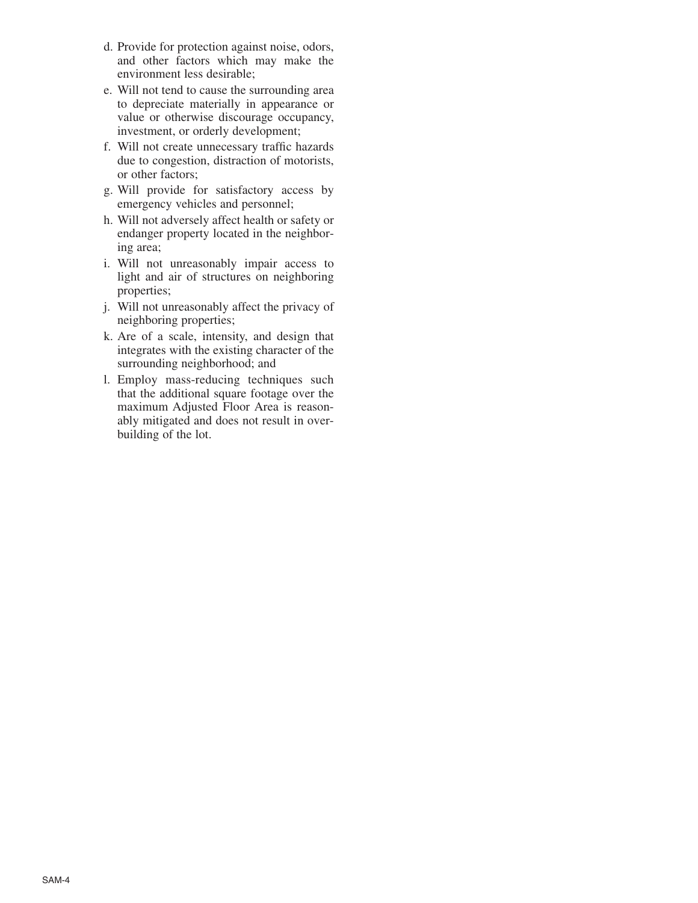d. Provide for protection against noise, odors, and other factors which may make the environment less desirable;

e. Will not tend to cause the surrounding area to depreciate materially in appearance or value or otherwise discourage occupancy, investment, or orderly development;

f. Will not create unnecessary traffic hazards due to congestion, distraction of motorists, or other factors;

g. Will provide for satisfactory access by emergency vehicles and personnel;

h. Will not adversely affect health or safety or endanger property located in the neighboring area;

i. Will not unreasonably impair access to light and air of structures on neighboring properties;

j. Will not unreasonably affect the privacy of neighboring properties;

k. Are of a scale, intensity, and design that integrates with the existing character of the surrounding neighborhood; and

l. Employ mass-reducing techniques such that the additional square footage over the maximum Adjusted Floor Area is reasonably mitigated and does not result in overbuilding of the lot.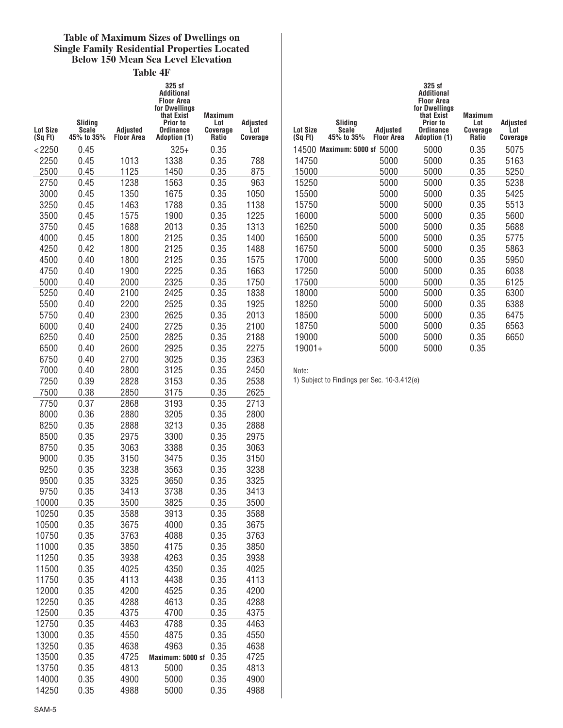**Table of Maximum Sizes of Dwellings on Single Family Residential Properties Located Below 150 Mean Sea Level Elevation**

**Table 4F**

| Lot Size (Sq Ft) | Sliding Scale 45% to 35% | Adjusted Floor Area | 325 sf Additional Floor Area for Dwellings that Exist Prior to Ordinance Adoption (1) | Maximum Lot Coverage Ratio | Adjusted Lot Coverage |
|---|---|---|---|---|---|
| <2250 | 0.45 | | 325+ | 0.35 | |
| 2250 | 0.45 | 1013 | 1338 | 0.35 | 788 |
| 2500 | 0.45 | 1125 | 1450 | 0.35 | 875 |
| 2750 | 0.45 | 1238 | 1563 | 0.35 | 963 |
| 3000 | 0.45 | 1350 | 1675 | 0.35 | 1050 |
| 3250 | 0.45 | 1463 | 1788 | 0.35 | 1138 |
| 3500 | 0.45 | 1575 | 1900 | 0.35 | 1225 |
| 3750 | 0.45 | 1688 | 2013 | 0.35 | 1313 |
| 4000 | 0.45 | 1800 | 2125 | 0.35 | 1400 |
| 4250 | 0.42 | 1800 | 2125 | 0.35 | 1488 |
| 4500 | 0.40 | 1800 | 2125 | 0.35 | 1575 |
| 4750 | 0.40 | 1900 | 2225 | 0.35 | 1663 |
| 5000 | 0.40 | 2000 | 2325 | 0.35 | 1750 |
| 5250 | 0.40 | 2100 | 2425 | 0.35 | 1838 |
| 5500 | 0.40 | 2200 | 2525 | 0.35 | 1925 |
| 5750 | 0.40 | 2300 | 2625 | 0.35 | 2013 |
| 6000 | 0.40 | 2400 | 2725 | 0.35 | 2100 |
| 6250 | 0.40 | 2500 | 2825 | 0.35 | 2188 |
| 6500 | 0.40 | 2600 | 2925 | 0.35 | 2275 |
| 6750 | 0.40 | 2700 | 3025 | 0.35 | 2363 |
| 7000 | 0.40 | 2800 | 3125 | 0.35 | 2450 |
| 7250 | 0.39 | 2828 | 3153 | 0.35 | 2538 |
| 7500 | 0.38 | 2850 | 3175 | 0.35 | 2625 |
| 7750 | 0.37 | 2868 | 3193 | 0.35 | 2713 |
| 8000 | 0.36 | 2880 | 3205 | 0.35 | 2800 |
| 8250 | 0.35 | 2888 | 3213 | 0.35 | 2888 |
| 8500 | 0.35 | 2975 | 3300 | 0.35 | 2975 |
| 8750 | 0.35 | 3063 | 3388 | 0.35 | 3063 |
| 9000 | 0.35 | 3150 | 3475 | 0.35 | 3150 |
| 9250 | 0.35 | 3238 | 3563 | 0.35 | 3238 |
| 9500 | 0.35 | 3325 | 3650 | 0.35 | 3325 |
| 9750 | 0.35 | 3413 | 3738 | 0.35 | 3413 |
| 10000 | 0.35 | 3500 | 3825 | 0.35 | 3500 |
| 10250 | 0.35 | 3588 | 3913 | 0.35 | 3588 |
| 10500 | 0.35 | 3675 | 4000 | 0.35 | 3675 |
| 10750 | 0.35 | 3763 | 4088 | 0.35 | 3763 |
| 11000 | 0.35 | 3850 | 4175 | 0.35 | 3850 |
| 11250 | 0.35 | 3938 | 4263 | 0.35 | 3938 |
| 11500 | 0.35 | 4025 | 4350 | 0.35 | 4025 |
| 11750 | 0.35 | 4113 | 4438 | 0.35 | 4113 |
| 12000 | 0.35 | 4200 | 4525 | 0.35 | 4200 |
| 12250 | 0.35 | 4288 | 4613 | 0.35 | 4288 |
| 12500 | 0.35 | 4375 | 4700 | 0.35 | 4375 |
| 12750 | 0.35 | 4463 | 4788 | 0.35 | 4463 |
| 13000 | 0.35 | 4550 | 4875 | 0.35 | 4550 |
| 13250 | 0.35 | 4638 | 4963 | 0.35 | 4638 |
| 13500 | 0.35 | 4725 | **Maximum: 5000 sf** | 0.35 | 4725 |
| 13750 | 0.35 | 4813 | 5000 | 0.35 | 4813 |
| 14000 | 0.35 | 4900 | 5000 | 0.35 | 4900 |
| 14250 | 0.35 | 4988 | 5000 | 0.35 | 4988 |
| 14500 | **Maximum: 5000 sf** | 5000 | 5000 | 0.35 | 5075 |
| 14750 | | 5000 | 5000 | 0.35 | 5163 |
| 15000 | | 5000 | 5000 | 0.35 | 5250 |
| 15250 | | 5000 | 5000 | 0.35 | 5238 |
| 15500 | | 5000 | 5000 | 0.35 | 5425 |
| 15750 | | 5000 | 5000 | 0.35 | 5513 |
| 16000 | | 5000 | 5000 | 0.35 | 5600 |
| 16250 | | 5000 | 5000 | 0.35 | 5688 |
| 16500 | | 5000 | 5000 | 0.35 | 5775 |
| 16750 | | 5000 | 5000 | 0.35 | 5863 |
| 17000 | | 5000 | 5000 | 0.35 | 5950 |
| 17250 | | 5000 | 5000 | 0.35 | 6038 |
| 17500 | | 5000 | 5000 | 0.35 | 6125 |
| 18000 | | 5000 | 5000 | 0.35 | 6300 |
| 18250 | | 5000 | 5000 | 0.35 | 6388 |
| 18500 | | 5000 | 5000 | 0.35 | 6475 |
| 18750 | | 5000 | 5000 | 0.35 | 6563 |
| 19000 | | 5000 | 5000 | 0.35 | 6650 |
| 19001+ | | 5000 | 5000 | 0.35 | |

Note:
1) Subject to Findings per Sec. 10-3.412(e)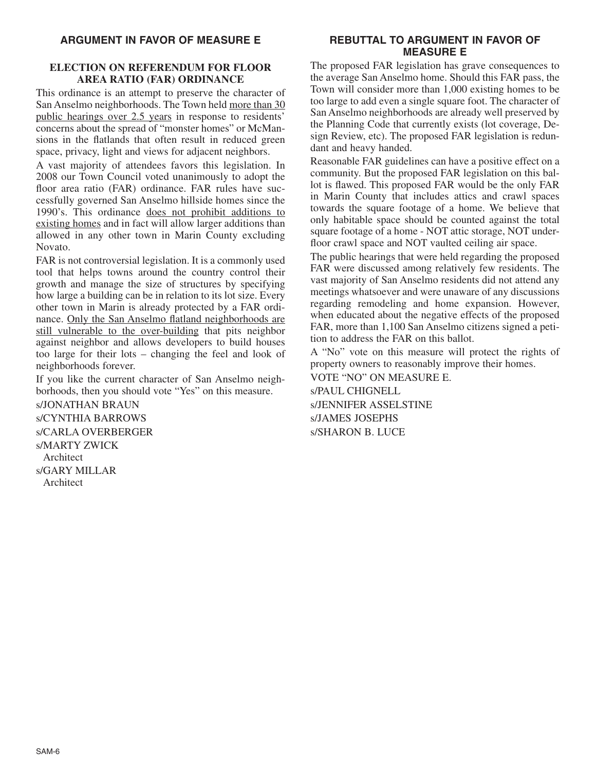## ARGUMENT IN FAVOR OF MEASURE E

### ELECTION ON REFERENDUM FOR FLOOR AREA RATIO (FAR) ORDINANCE

This ordinance is an attempt to preserve the character of San Anselmo neighborhoods. The Town held more than 30 public hearings over 2.5 years in response to residents' concerns about the spread of "monster homes" or McMansions in the flatlands that often result in reduced green space, privacy, light and views for adjacent neighbors.

A vast majority of attendees favors this legislation. In 2008 our Town Council voted unanimously to adopt the floor area ratio (FAR) ordinance. FAR rules have successfully governed San Anselmo hillside homes since the 1990's. This ordinance does not prohibit additions to existing homes and in fact will allow larger additions than allowed in any other town in Marin County excluding Novato.

FAR is not controversial legislation. It is a commonly used tool that helps towns around the country control their growth and manage the size of structures by specifying how large a building can be in relation to its lot size. Every other town in Marin is already protected by a FAR ordinance. Only the San Anselmo flatland neighborhoods are still vulnerable to the over-building that pits neighbor against neighbor and allows developers to build houses too large for their lots – changing the feel and look of neighborhoods forever.

If you like the current character of San Anselmo neighborhoods, then you should vote "Yes" on this measure.

s/JONATHAN BRAUN

s/CYNTHIA BARROWS

s/CARLA OVERBERGER

s/MARTY ZWICK
Architect

s/GARY MILLAR
Architect

## REBUTTAL TO ARGUMENT IN FAVOR OF MEASURE E

The proposed FAR legislation has grave consequences to the average San Anselmo home. Should this FAR pass, the Town will consider more than 1,000 existing homes to be too large to add even a single square foot. The character of San Anselmo neighborhoods are already well preserved by the Planning Code that currently exists (lot coverage, Design Review, etc). The proposed FAR legislation is redundant and heavy handed.

Reasonable FAR guidelines can have a positive effect on a community. But the proposed FAR legislation on this ballot is flawed. This proposed FAR would be the only FAR in Marin County that includes attics and crawl spaces towards the square footage of a home. We believe that only habitable space should be counted against the total square footage of a home - NOT attic storage, NOT underfloor crawl space and NOT vaulted ceiling air space.

The public hearings that were held regarding the proposed FAR were discussed among relatively few residents. The vast majority of San Anselmo residents did not attend any meetings whatsoever and were unaware of any discussions regarding remodeling and home expansion. However, when educated about the negative effects of the proposed FAR, more than 1,100 San Anselmo citizens signed a petition to address the FAR on this ballot.

A "No" vote on this measure will protect the rights of property owners to reasonably improve their homes.

VOTE "NO" ON MEASURE E.

s/PAUL CHIGNELL

s/JENNIFER ASSELSTINE

s/JAMES JOSEPHS

s/SHARON B. LUCE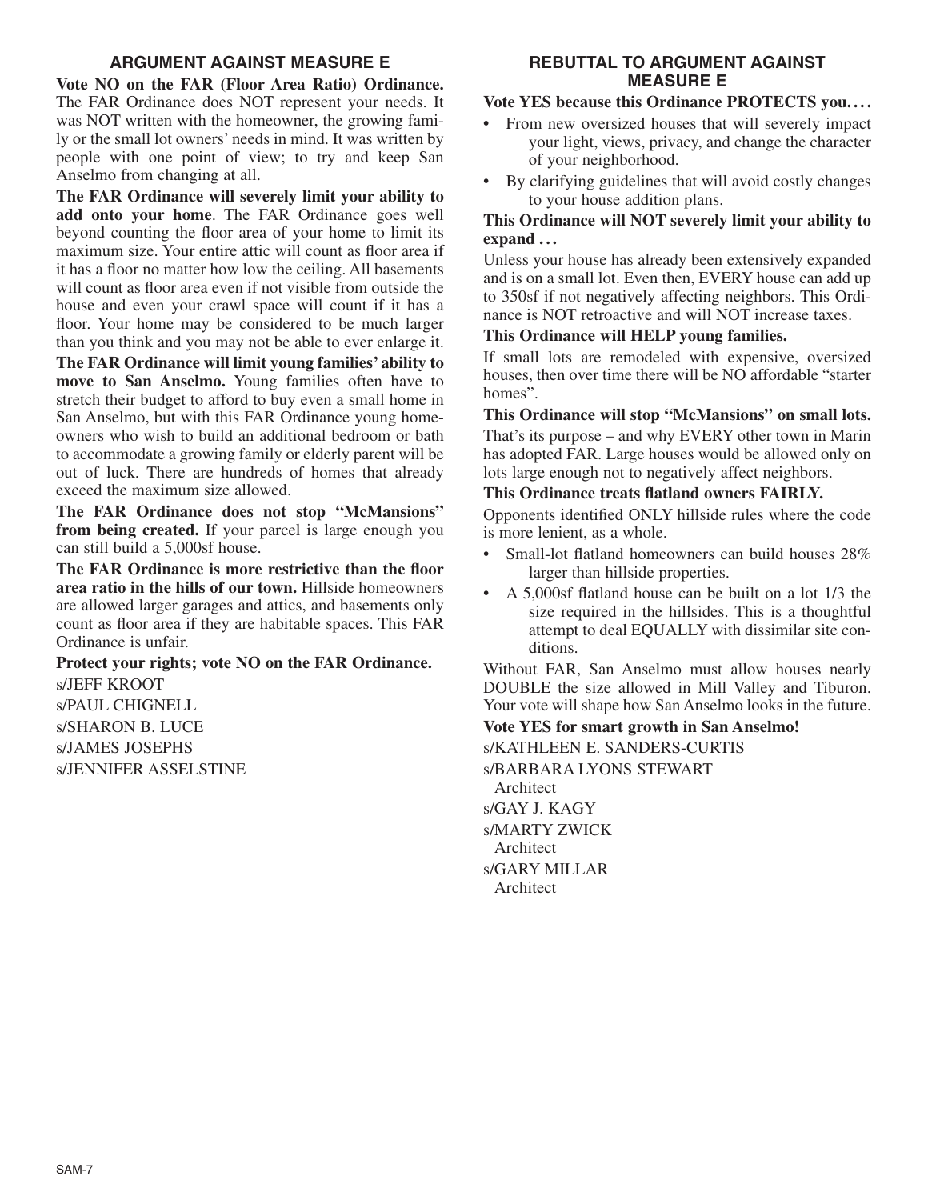## ARGUMENT AGAINST MEASURE E

**Vote NO on the FAR (Floor Area Ratio) Ordinance.** The FAR Ordinance does NOT represent your needs. It was NOT written with the homeowner, the growing family or the small lot owners' needs in mind. It was written by people with one point of view; to try and keep San Anselmo from changing at all.

**The FAR Ordinance will severely limit your ability to add onto your home**. The FAR Ordinance goes well beyond counting the floor area of your home to limit its maximum size. Your entire attic will count as floor area if it has a floor no matter how low the ceiling. All basements will count as floor area even if not visible from outside the house and even your crawl space will count if it has a floor. Your home may be considered to be much larger than you think and you may not be able to ever enlarge it.

**The FAR Ordinance will limit young families' ability to move to San Anselmo.** Young families often have to stretch their budget to afford to buy even a small home in San Anselmo, but with this FAR Ordinance young homeowners who wish to build an additional bedroom or bath to accommodate a growing family or elderly parent will be out of luck. There are hundreds of homes that already exceed the maximum size allowed.

**The FAR Ordinance does not stop "McMansions" from being created.** If your parcel is large enough you can still build a 5,000sf house.

**The FAR Ordinance is more restrictive than the floor area ratio in the hills of our town.** Hillside homeowners are allowed larger garages and attics, and basements only count as floor area if they are habitable spaces. This FAR Ordinance is unfair.

**Protect your rights; vote NO on the FAR Ordinance.**

s/JEFF KROOT
s/PAUL CHIGNELL
s/SHARON B. LUCE
s/JAMES JOSEPHS
s/JENNIFER ASSELSTINE

## REBUTTAL TO ARGUMENT AGAINST MEASURE E

**Vote YES because this Ordinance PROTECTS you. . . .**

- From new oversized houses that will severely impact your light, views, privacy, and change the character of your neighborhood.
- By clarifying guidelines that will avoid costly changes to your house addition plans.

**This Ordinance will NOT severely limit your ability to expand . . .**

Unless your house has already been extensively expanded and is on a small lot. Even then, EVERY house can add up to 350sf if not negatively affecting neighbors. This Ordinance is NOT retroactive and will NOT increase taxes.

**This Ordinance will HELP young families.**

If small lots are remodeled with expensive, oversized houses, then over time there will be NO affordable "starter homes".

**This Ordinance will stop "McMansions" on small lots.**

That's its purpose – and why EVERY other town in Marin has adopted FAR. Large houses would be allowed only on lots large enough not to negatively affect neighbors.

**This Ordinance treats flatland owners FAIRLY.**

Opponents identified ONLY hillside rules where the code is more lenient, as a whole.

- Small-lot flatland homeowners can build houses 28% larger than hillside properties.
- A 5,000sf flatland house can be built on a lot 1/3 the size required in the hillsides. This is a thoughtful attempt to deal EQUALLY with dissimilar site conditions.

Without FAR, San Anselmo must allow houses nearly DOUBLE the size allowed in Mill Valley and Tiburon. Your vote will shape how San Anselmo looks in the future.

**Vote YES for smart growth in San Anselmo!**

s/KATHLEEN E. SANDERS-CURTIS
s/BARBARA LYONS STEWART
Architect
s/GAY J. KAGY
s/MARTY ZWICK
Architect
s/GARY MILLAR
Architect